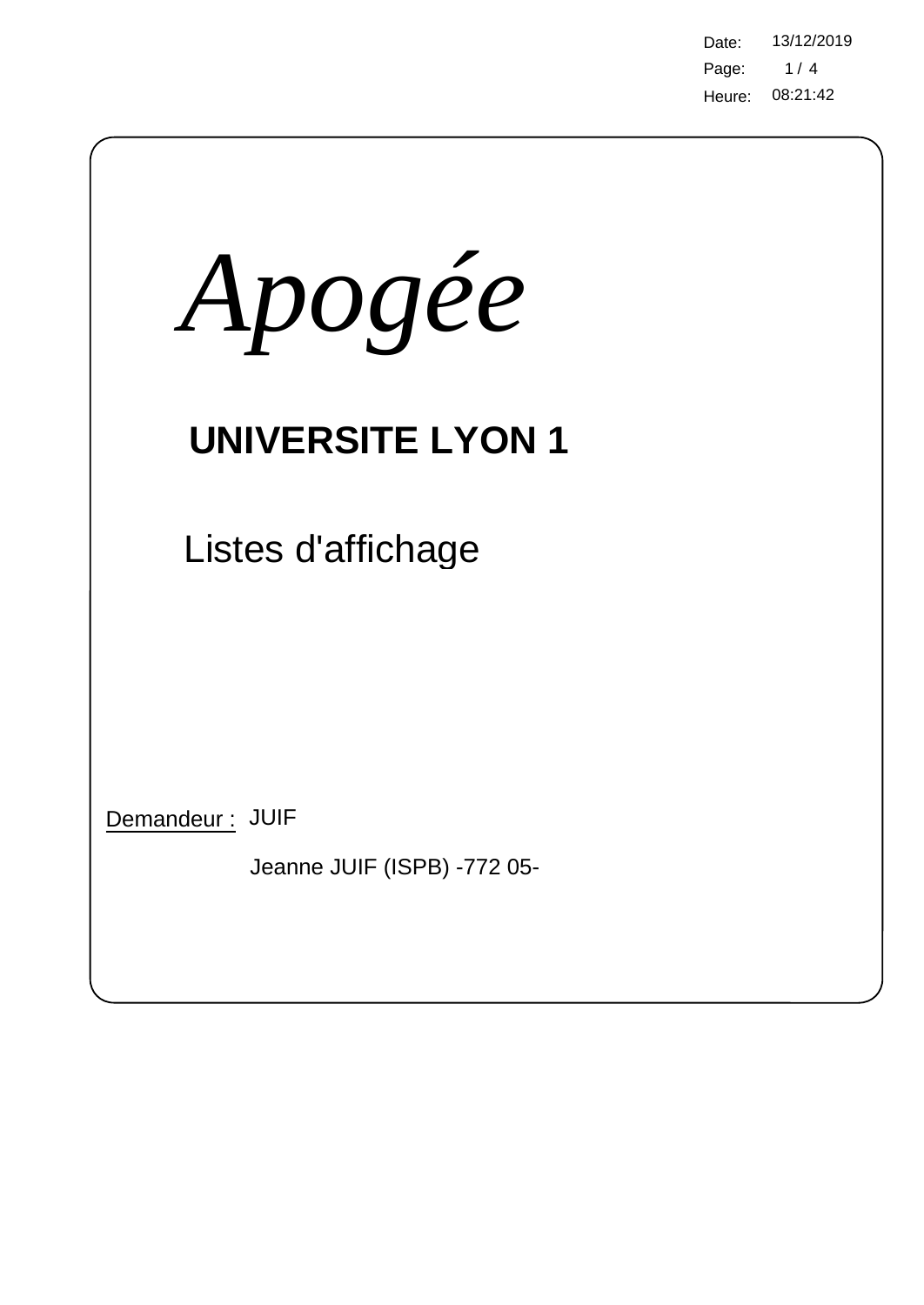Date: 13/12/2019
Heure: 08:21:42

# *Apogée*

## UNIVERSITE LYON 1

Listes d'affichage

Demandeur : JUIF

Jeanne JUIF (ISPB) -772 05-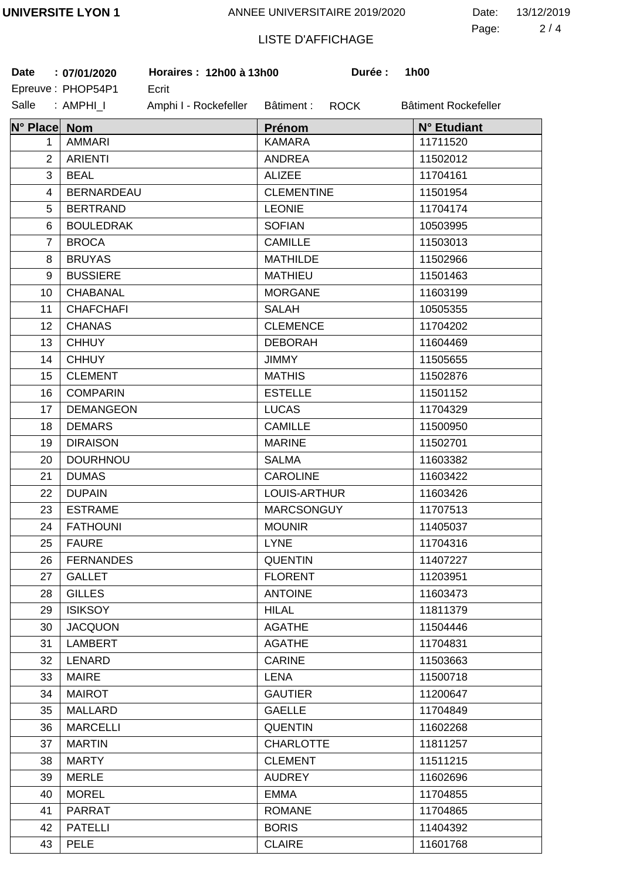**UNIVERSITE LYON 1** ANNEE UNIVERSITAIRE 2019/2020 Date: 13/12/2019

LISTE D'AFFICHAGE

**Date : 07/01/2020** **Horaires : 12h00 à 13h00** **Durée : 1h00**

Epreuve : PHOP54P1 Ecrit

Salle : AMPHI_I Amphi I - Rockefeller Bâtiment : ROCK Bâtiment Rockefeller

| N° Place | Nom | Prénom | N° Etudiant |
|---|---|---|---|
| 1 | AMMARI | KAMARA | 11711520 |
| 2 | ARIENTI | ANDREA | 11502012 |
| 3 | BEAL | ALIZEE | 11704161 |
| 4 | BERNARDEAU | CLEMENTINE | 11501954 |
| 5 | BERTRAND | LEONIE | 11704174 |
| 6 | BOULEDRAK | SOFIAN | 10503995 |
| 7 | BROCA | CAMILLE | 11503013 |
| 8 | BRUYAS | MATHILDE | 11502966 |
| 9 | BUSSIERE | MATHIEU | 11501463 |
| 10 | CHABANAL | MORGANE | 11603199 |
| 11 | CHAFCHAFI | SALAH | 10505355 |
| 12 | CHANAS | CLEMENCE | 11704202 |
| 13 | CHHUY | DEBORAH | 11604469 |
| 14 | CHHUY | JIMMY | 11505655 |
| 15 | CLEMENT | MATHIS | 11502876 |
| 16 | COMPARIN | ESTELLE | 11501152 |
| 17 | DEMANGEON | LUCAS | 11704329 |
| 18 | DEMARS | CAMILLE | 11500950 |
| 19 | DIRAISON | MARINE | 11502701 |
| 20 | DOURHNOU | SALMA | 11603382 |
| 21 | DUMAS | CAROLINE | 11603422 |
| 22 | DUPAIN | LOUIS-ARTHUR | 11603426 |
| 23 | ESTRAME | MARCSONGUY | 11707513 |
| 24 | FATHOUNI | MOUNIR | 11405037 |
| 25 | FAURE | LYNE | 11704316 |
| 26 | FERNANDES | QUENTIN | 11407227 |
| 27 | GALLET | FLORENT | 11203951 |
| 28 | GILLES | ANTOINE | 11603473 |
| 29 | ISIKSOY | HILAL | 11811379 |
| 30 | JACQUON | AGATHE | 11504446 |
| 31 | LAMBERT | AGATHE | 11704831 |
| 32 | LENARD | CARINE | 11503663 |
| 33 | MAIRE | LENA | 11500718 |
| 34 | MAIROT | GAUTIER | 11200647 |
| 35 | MALLARD | GAELLE | 11704849 |
| 36 | MARCELLI | QUENTIN | 11602268 |
| 37 | MARTIN | CHARLOTTE | 11811257 |
| 38 | MARTY | CLEMENT | 11511215 |
| 39 | MERLE | AUDREY | 11602696 |
| 40 | MOREL | EMMA | 11704855 |
| 41 | PARRAT | ROMANE | 11704865 |
| 42 | PATELLI | BORIS | 11404392 |
| 43 | PELE | CLAIRE | 11601768 |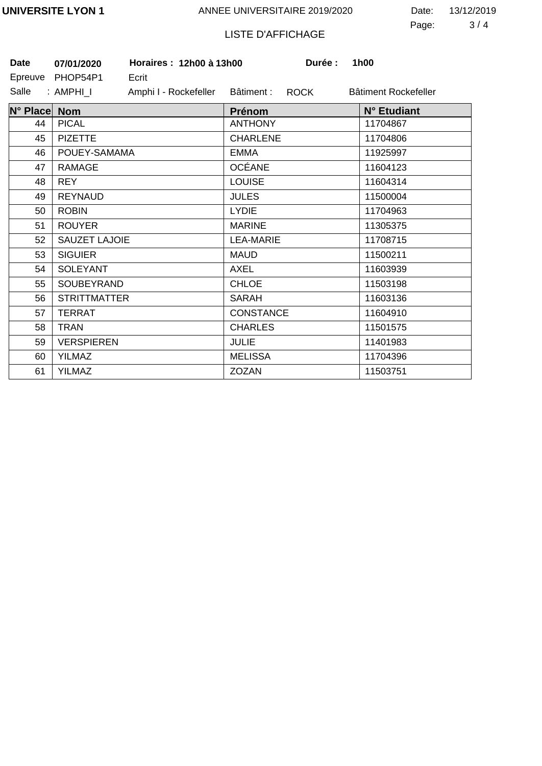**UNIVERSITE LYON 1** ANNEE UNIVERSITAIRE 2019/2020 Date: 13/12/2019

LISTE D'AFFICHAGE

**Date** **07/01/2020** **Horaires : 12h00 à 13h00** **Durée : 1h00**

Epreuve PHOP54P1 Ecrit

Salle : AMPHI_I Amphi I - Rockefeller Bâtiment : ROCK Bâtiment Rockefeller

| N° Place | Nom | Prénom | N° Etudiant |
|---|---|---|---|
| 44 | PICAL | ANTHONY | 11704867 |
| 45 | PIZETTE | CHARLENE | 11704806 |
| 46 | POUEY-SAMAMA | EMMA | 11925997 |
| 47 | RAMAGE | OCÉANE | 11604123 |
| 48 | REY | LOUISE | 11604314 |
| 49 | REYNAUD | JULES | 11500004 |
| 50 | ROBIN | LYDIE | 11704963 |
| 51 | ROUYER | MARINE | 11305375 |
| 52 | SAUZET LAJOIE | LEA-MARIE | 11708715 |
| 53 | SIGUIER | MAUD | 11500211 |
| 54 | SOLEYANT | AXEL | 11603939 |
| 55 | SOUBEYRAND | CHLOE | 11503198 |
| 56 | STRITTMATTER | SARAH | 11603136 |
| 57 | TERRAT | CONSTANCE | 11604910 |
| 58 | TRAN | CHARLES | 11501575 |
| 59 | VERSPIEREN | JULIE | 11401983 |
| 60 | YILMAZ | MELISSA | 11704396 |
| 61 | YILMAZ | ZOZAN | 11503751 |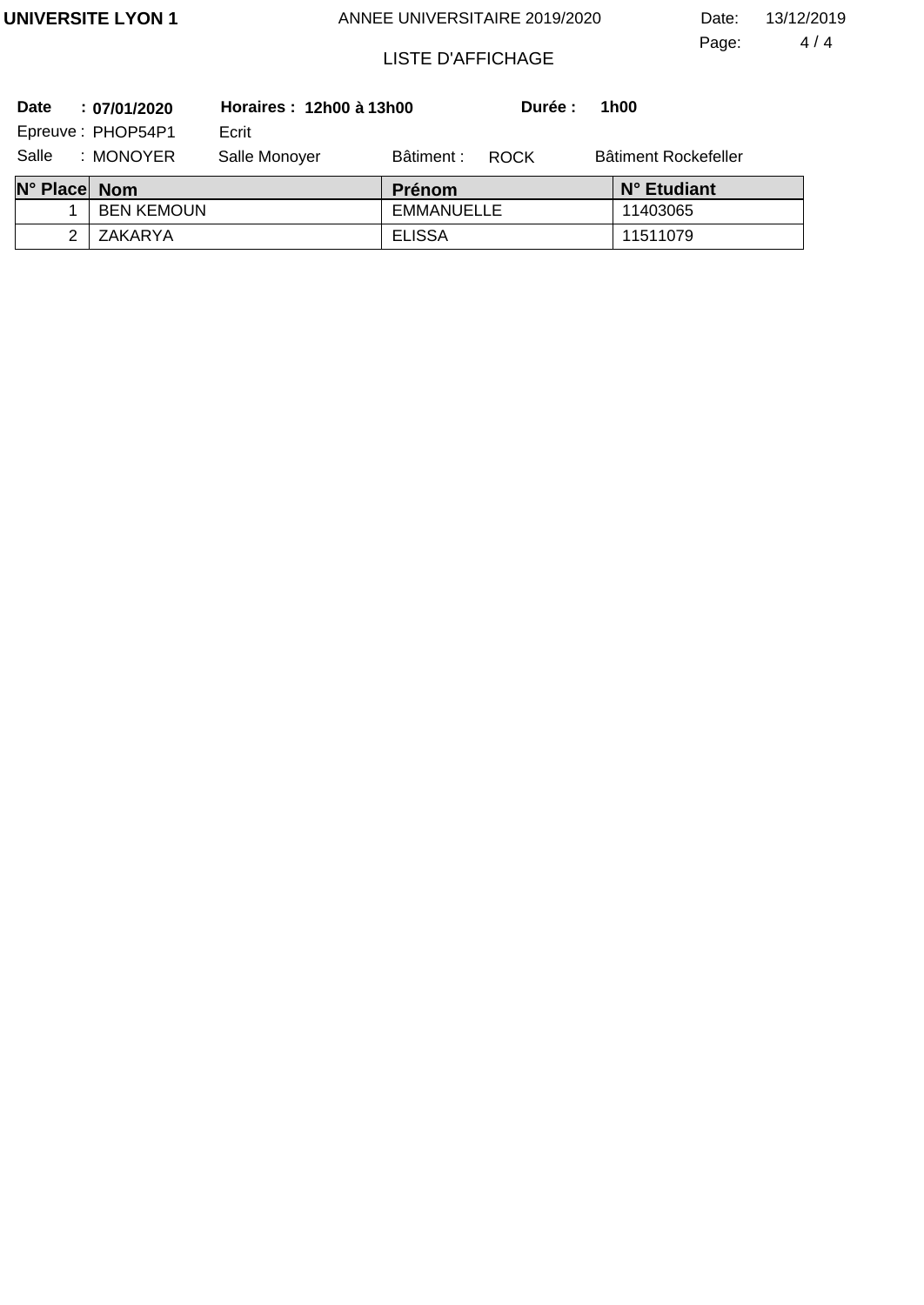**UNIVERSITE LYON 1** ANNEE UNIVERSITAIRE 2019/2020 Date: 13/12/2019

LISTE D'AFFICHAGE

**Date : 07/01/2020** **Horaires : 12h00 à 13h00** **Durée : 1h00**

Epreuve : PHOP54P1 Ecrit

Salle : MONOYER Salle Monoyer Bâtiment : ROCK Bâtiment Rockefeller

| N° Place | Nom | Prénom | N° Etudiant |
|---|---|---|---|
| 1 | BEN KEMOUN | EMMANUELLE | 11403065 |
| 2 | ZAKARYA | ELISSA | 11511079 |